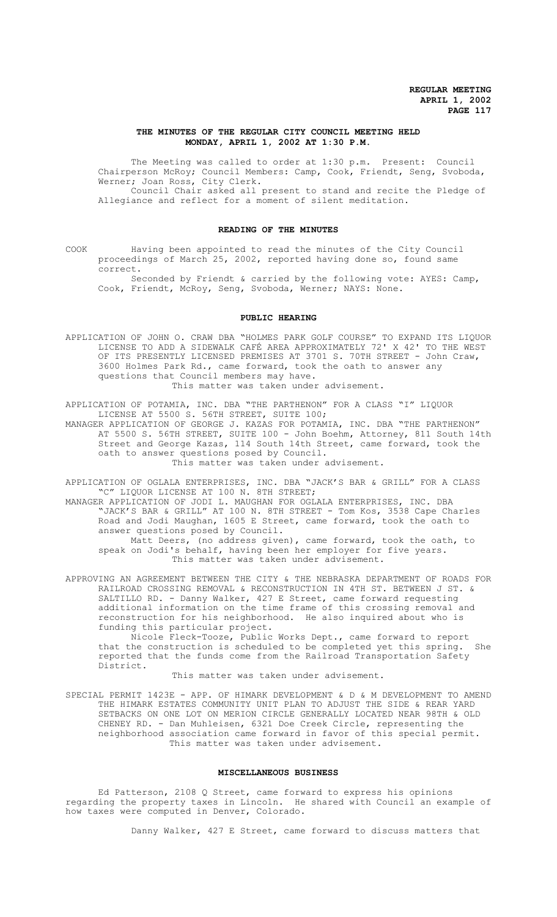**REGULAR MEETING**
**APRIL 1, 2002**

## THE MINUTES OF THE REGULAR CITY COUNCIL MEETING HELD MONDAY, APRIL 1, 2002 AT 1:30 P.M.

The Meeting was called to order at 1:30 p.m. Present: Council Chairperson McRoy; Council Members: Camp, Cook, Friendt, Seng, Svoboda, Werner; Joan Ross, City Clerk.

Council Chair asked all present to stand and recite the Pledge of Allegiance and reflect for a moment of silent meditation.

## READING OF THE MINUTES

COOK Having been appointed to read the minutes of the City Council proceedings of March 25, 2002, reported having done so, found same correct.

Seconded by Friendt & carried by the following vote: AYES: Camp, Cook, Friendt, McRoy, Seng, Svoboda, Werner; NAYS: None.

## PUBLIC HEARING

APPLICATION OF JOHN O. CRAW DBA "HOLMES PARK GOLF COURSE" TO EXPAND ITS LIQUOR LICENSE TO ADD A SIDEWALK CAFÉ AREA APPROXIMATELY 72' X 42' TO THE WEST OF ITS PRESENTLY LICENSED PREMISES AT 3701 S. 70TH STREET - John Craw, 3600 Holmes Park Rd., came forward, took the oath to answer any questions that Council members may have.

This matter was taken under advisement.

APPLICATION OF POTAMIA, INC. DBA "THE PARTHENON" FOR A CLASS "I" LIQUOR LICENSE AT 5500 S. 56TH STREET, SUITE 100;

MANAGER APPLICATION OF GEORGE J. KAZAS FOR POTAMIA, INC. DBA "THE PARTHENON" AT 5500 S. 56TH STREET, SUITE 100 - John Boehm, Attorney, 811 South 14th Street and George Kazas, 114 South 14th Street, came forward, took the oath to answer questions posed by Council.

This matter was taken under advisement.

APPLICATION OF OGLALA ENTERPRISES, INC. DBA "JACK'S BAR & GRILL" FOR A CLASS "C" LIQUOR LICENSE AT 100 N. 8TH STREET;

MANAGER APPLICATION OF JODI L. MAUGHAN FOR OGLALA ENTERPRISES, INC. DBA "JACK'S BAR & GRILL" AT 100 N. 8TH STREET - Tom Kos, 3538 Cape Charles Road and Jodi Maughan, 1605 E Street, came forward, took the oath to answer questions posed by Council.

Matt Deers, (no address given), came forward, took the oath, to speak on Jodi's behalf, having been her employer for five years.

This matter was taken under advisement.

APPROVING AN AGREEMENT BETWEEN THE CITY & THE NEBRASKA DEPARTMENT OF ROADS FOR RAILROAD CROSSING REMOVAL & RECONSTRUCTION IN 4TH ST. BETWEEN J ST. & SALTILLO RD. - Danny Walker, 427 E Street, came forward requesting additional information on the time frame of this crossing removal and reconstruction for his neighborhood. He also inquired about who is funding this particular project.

Nicole Fleck-Tooze, Public Works Dept., came forward to report that the construction is scheduled to be completed yet this spring. She reported that the funds come from the Railroad Transportation Safety District.

This matter was taken under advisement.

SPECIAL PERMIT 1423E - APP. OF HIMARK DEVELOPMENT & D & M DEVELOPMENT TO AMEND THE HIMARK ESTATES COMMUNITY UNIT PLAN TO ADJUST THE SIDE & REAR YARD SETBACKS ON ONE LOT ON MERION CIRCLE GENERALLY LOCATED NEAR 98TH & OLD CHENEY RD. - Dan Muhleisen, 6321 Doe Creek Circle, representing the neighborhood association came forward in favor of this special permit.

This matter was taken under advisement.

## MISCELLANEOUS BUSINESS

Ed Patterson, 2108 Q Street, came forward to express his opinions regarding the property taxes in Lincoln. He shared with Council an example of how taxes were computed in Denver, Colorado.

Danny Walker, 427 E Street, came forward to discuss matters that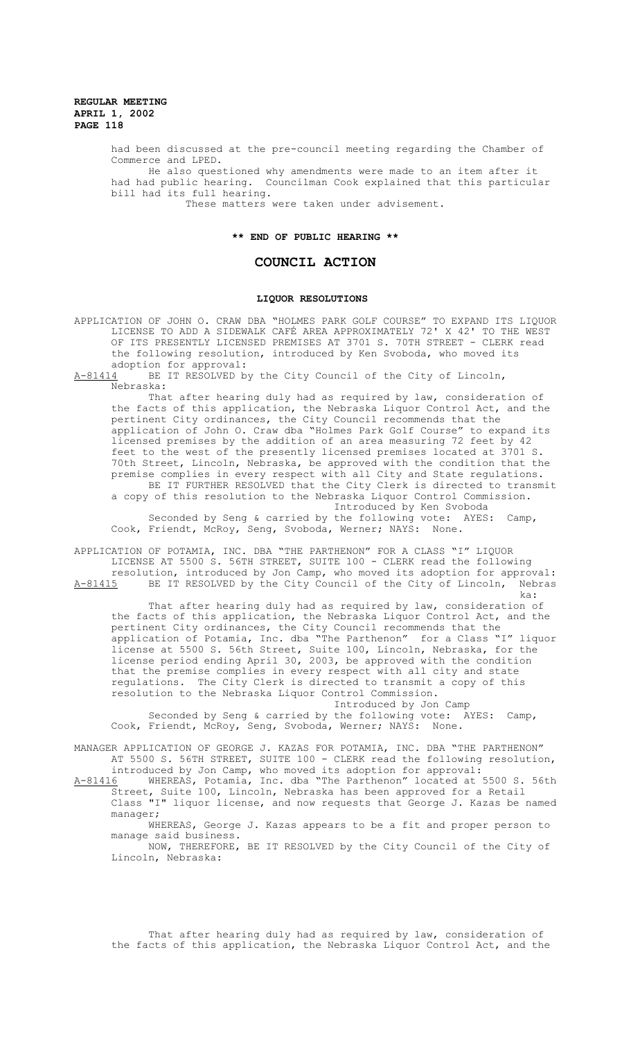had been discussed at the pre-council meeting regarding the Chamber of Commerce and LPED.

He also questioned why amendments were made to an item after it had had public hearing. Councilman Cook explained that this particular bill had its full hearing.

These matters were taken under advisement.

**\*\* END OF PUBLIC HEARING \*\***

## COUNCIL ACTION

### LIQUOR RESOLUTIONS

APPLICATION OF JOHN O. CRAW DBA "HOLMES PARK GOLF COURSE" TO EXPAND ITS LIQUOR LICENSE TO ADD A SIDEWALK CAFÉ AREA APPROXIMATELY 72' X 42' TO THE WEST OF ITS PRESENTLY LICENSED PREMISES AT 3701 S. 70TH STREET - CLERK read the following resolution, introduced by Ken Svoboda, who moved its adoption for approval:

A-81414 BE IT RESOLVED by the City Council of the City of Lincoln, Nebraska:

That after hearing duly had as required by law, consideration of the facts of this application, the Nebraska Liquor Control Act, and the pertinent City ordinances, the City Council recommends that the application of John O. Craw dba "Holmes Park Golf Course" to expand its licensed premises by the addition of an area measuring 72 feet by 42 feet to the west of the presently licensed premises located at 3701 S. 70th Street, Lincoln, Nebraska, be approved with the condition that the premise complies in every respect with all City and State regulations.

BE IT FURTHER RESOLVED that the City Clerk is directed to transmit a copy of this resolution to the Nebraska Liquor Control Commission.

Introduced by Ken Svoboda

Seconded by Seng & carried by the following vote: AYES: Camp, Cook, Friendt, McRoy, Seng, Svoboda, Werner; NAYS: None.

APPLICATION OF POTAMIA, INC. DBA "THE PARTHENON" FOR A CLASS "I" LIQUOR LICENSE AT 5500 S. 56TH STREET, SUITE 100 - CLERK read the following resolution, introduced by Jon Camp, who moved its adoption for approval:

A-81415 BE IT RESOLVED by the City Council of the City of Lincoln, Nebraska:

That after hearing duly had as required by law, consideration of the facts of this application, the Nebraska Liquor Control Act, and the pertinent City ordinances, the City Council recommends that the application of Potamia, Inc. dba "The Parthenon" for a Class "I" liquor license at 5500 S. 56th Street, Suite 100, Lincoln, Nebraska, for the license period ending April 30, 2003, be approved with the condition that the premise complies in every respect with all city and state regulations. The City Clerk is directed to transmit a copy of this resolution to the Nebraska Liquor Control Commission.

Introduced by Jon Camp

Seconded by Seng & carried by the following vote: AYES: Camp, Cook, Friendt, McRoy, Seng, Svoboda, Werner; NAYS: None.

MANAGER APPLICATION OF GEORGE J. KAZAS FOR POTAMIA, INC. DBA "THE PARTHENON" AT 5500 S. 56TH STREET, SUITE 100 - CLERK read the following resolution, introduced by Jon Camp, who moved its adoption for approval:

A-81416 WHEREAS, Potamia, Inc. dba "The Parthenon" located at 5500 S. 56th Street, Suite 100, Lincoln, Nebraska has been approved for a Retail Class "I" liquor license, and now requests that George J. Kazas be named manager;

WHEREAS, George J. Kazas appears to be a fit and proper person to manage said business.

NOW, THEREFORE, BE IT RESOLVED by the City Council of the City of Lincoln, Nebraska:

That after hearing duly had as required by law, consideration of the facts of this application, the Nebraska Liquor Control Act, and the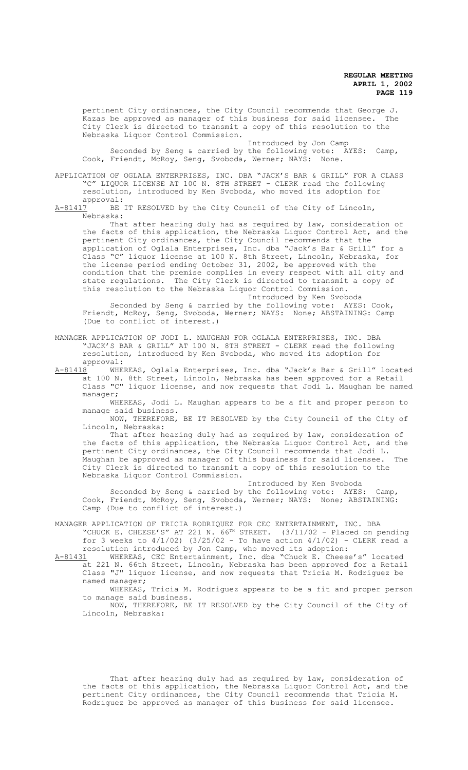pertinent City ordinances, the City Council recommends that George J. Kazas be approved as manager of this business for said licensee. The City Clerk is directed to transmit a copy of this resolution to the Nebraska Liquor Control Commission.

Introduced by Jon Camp

Seconded by Seng & carried by the following vote: AYES: Camp, Cook, Friendt, McRoy, Seng, Svoboda, Werner; NAYS: None.

APPLICATION OF OGLALA ENTERPRISES, INC. DBA "JACK'S BAR & GRILL" FOR A CLASS "C" LIQUOR LICENSE AT 100 N. 8TH STREET - CLERK read the following resolution, introduced by Ken Svoboda, who moved its adoption for approval:

A-81417 BE IT RESOLVED by the City Council of the City of Lincoln, Nebraska:

That after hearing duly had as required by law, consideration of the facts of this application, the Nebraska Liquor Control Act, and the pertinent City ordinances, the City Council recommends that the application of Oglala Enterprises, Inc. dba "Jack's Bar & Grill" for a Class "C" liquor license at 100 N. 8th Street, Lincoln, Nebraska, for the license period ending October 31, 2002, be approved with the condition that the premise complies in every respect with all city and state regulations. The City Clerk is directed to transmit a copy of this resolution to the Nebraska Liquor Control Commission.

Introduced by Ken Svoboda

Seconded by Seng & carried by the following vote: AYES: Cook, Friendt, McRoy, Seng, Svoboda, Werner; NAYS: None; ABSTAINING: Camp (Due to conflict of interest.)

MANAGER APPLICATION OF JODI L. MAUGHAN FOR OGLALA ENTERPRISES, INC. DBA "JACK'S BAR & GRILL" AT 100 N. 8TH STREET - CLERK read the following resolution, introduced by Ken Svoboda, who moved its adoption for approval:

A-81418 WHEREAS, Oglala Enterprises, Inc. dba "Jack's Bar & Grill" located at 100 N. 8th Street, Lincoln, Nebraska has been approved for a Retail Class "C" liquor license, and now requests that Jodi L. Maughan be named manager;

WHEREAS, Jodi L. Maughan appears to be a fit and proper person to manage said business.

NOW, THEREFORE, BE IT RESOLVED by the City Council of the City of Lincoln, Nebraska:

That after hearing duly had as required by law, consideration of the facts of this application, the Nebraska Liquor Control Act, and the pertinent City ordinances, the City Council recommends that Jodi L. Maughan be approved as manager of this business for said licensee. The City Clerk is directed to transmit a copy of this resolution to the Nebraska Liquor Control Commission.

Introduced by Ken Svoboda

Seconded by Seng & carried by the following vote: AYES: Camp, Cook, Friendt, McRoy, Seng, Svoboda, Werner; NAYS: None; ABSTAINING: Camp (Due to conflict of interest.)

MANAGER APPLICATION OF TRICIA RODRIQUEZ FOR CEC ENTERTAINMENT, INC. DBA "CHUCK E. CHEESE'S" AT 221 N. 66TH STREET. (3/11/02 - Placed on pending for 3 weeks to 4/1/02) (3/25/02 - To have action 4/1/02) - CLERK read a resolution introduced by Jon Camp, who moved its adoption:

A-81431 WHEREAS, CEC Entertainment, Inc. dba "Chuck E. Cheese's" located at 221 N. 66th Street, Lincoln, Nebraska has been approved for a Retail Class "J" liquor license, and now requests that Tricia M. Rodriguez be named manager;

WHEREAS, Tricia M. Rodriguez appears to be a fit and proper person to manage said business.

NOW, THEREFORE, BE IT RESOLVED by the City Council of the City of Lincoln, Nebraska:

That after hearing duly had as required by law, consideration of the facts of this application, the Nebraska Liquor Control Act, and the pertinent City ordinances, the City Council recommends that Tricia M. Rodriguez be approved as manager of this business for said licensee.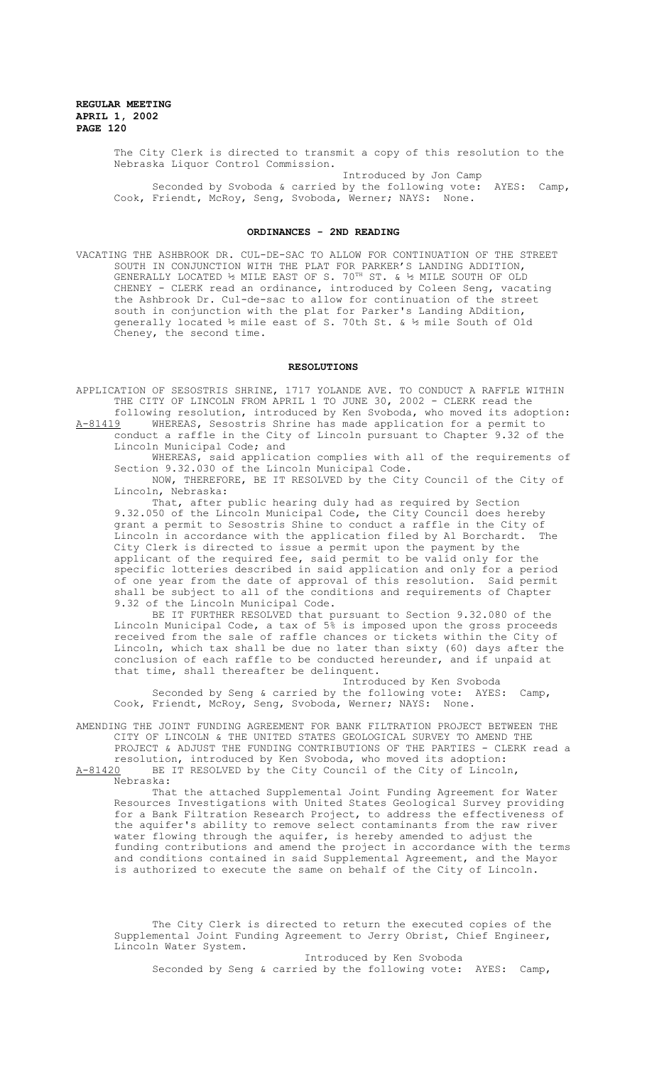The City Clerk is directed to transmit a copy of this resolution to the Nebraska Liquor Control Commission.

Introduced by Jon Camp

Seconded by Svoboda & carried by the following vote: AYES: Camp, Cook, Friendt, McRoy, Seng, Svoboda, Werner; NAYS: None.

## ORDINANCES - 2ND READING

VACATING THE ASHBROOK DR. CUL-DE-SAC TO ALLOW FOR CONTINUATION OF THE STREET SOUTH IN CONJUNCTION WITH THE PLAT FOR PARKER'S LANDING ADDITION, GENERALLY LOCATED ½ MILE EAST OF S. 70TH ST. & ½ MILE SOUTH OF OLD CHENEY - CLERK read an ordinance, introduced by Coleen Seng, vacating the Ashbrook Dr. Cul-de-sac to allow for continuation of the street south in conjunction with the plat for Parker's Landing ADdition, generally located ½ mile east of S. 70th St. & ½ mile South of Old Cheney, the second time.

## RESOLUTIONS

APPLICATION OF SESOSTRIS SHRINE, 1717 YOLANDE AVE. TO CONDUCT A RAFFLE WITHIN THE CITY OF LINCOLN FROM APRIL 1 TO JUNE 30, 2002 - CLERK read the following resolution, introduced by Ken Svoboda, who moved its adoption:

A-81419 WHEREAS, Sesostris Shrine has made application for a permit to conduct a raffle in the City of Lincoln pursuant to Chapter 9.32 of the Lincoln Municipal Code; and

WHEREAS, said application complies with all of the requirements of Section 9.32.030 of the Lincoln Municipal Code.

NOW, THEREFORE, BE IT RESOLVED by the City Council of the City of Lincoln, Nebraska:

That, after public hearing duly had as required by Section 9.32.050 of the Lincoln Municipal Code, the City Council does hereby grant a permit to Sesostris Shine to conduct a raffle in the City of Lincoln in accordance with the application filed by Al Borchardt. The City Clerk is directed to issue a permit upon the payment by the applicant of the required fee, said permit to be valid only for the specific lotteries described in said application and only for a period of one year from the date of approval of this resolution. Said permit shall be subject to all of the conditions and requirements of Chapter 9.32 of the Lincoln Municipal Code.

BE IT FURTHER RESOLVED that pursuant to Section 9.32.080 of the Lincoln Municipal Code, a tax of 5% is imposed upon the gross proceeds received from the sale of raffle chances or tickets within the City of Lincoln, which tax shall be due no later than sixty (60) days after the conclusion of each raffle to be conducted hereunder, and if unpaid at that time, shall thereafter be delinquent.

Introduced by Ken Svoboda

Seconded by Seng & carried by the following vote: AYES: Camp, Cook, Friendt, McRoy, Seng, Svoboda, Werner; NAYS: None.

AMENDING THE JOINT FUNDING AGREEMENT FOR BANK FILTRATION PROJECT BETWEEN THE CITY OF LINCOLN & THE UNITED STATES GEOLOGICAL SURVEY TO AMEND THE PROJECT & ADJUST THE FUNDING CONTRIBUTIONS OF THE PARTIES - CLERK read a resolution, introduced by Ken Svoboda, who moved its adoption:

A-81420 BE IT RESOLVED by the City Council of the City of Lincoln, Nebraska:

That the attached Supplemental Joint Funding Agreement for Water Resources Investigations with United States Geological Survey providing for a Bank Filtration Research Project, to address the effectiveness of the aquifer's ability to remove select contaminants from the raw river water flowing through the aquifer, is hereby amended to adjust the funding contributions and amend the project in accordance with the terms and conditions contained in said Supplemental Agreement, and the Mayor is authorized to execute the same on behalf of the City of Lincoln.

The City Clerk is directed to return the executed copies of the Supplemental Joint Funding Agreement to Jerry Obrist, Chief Engineer, Lincoln Water System.

Introduced by Ken Svoboda

Seconded by Seng & carried by the following vote: AYES: Camp,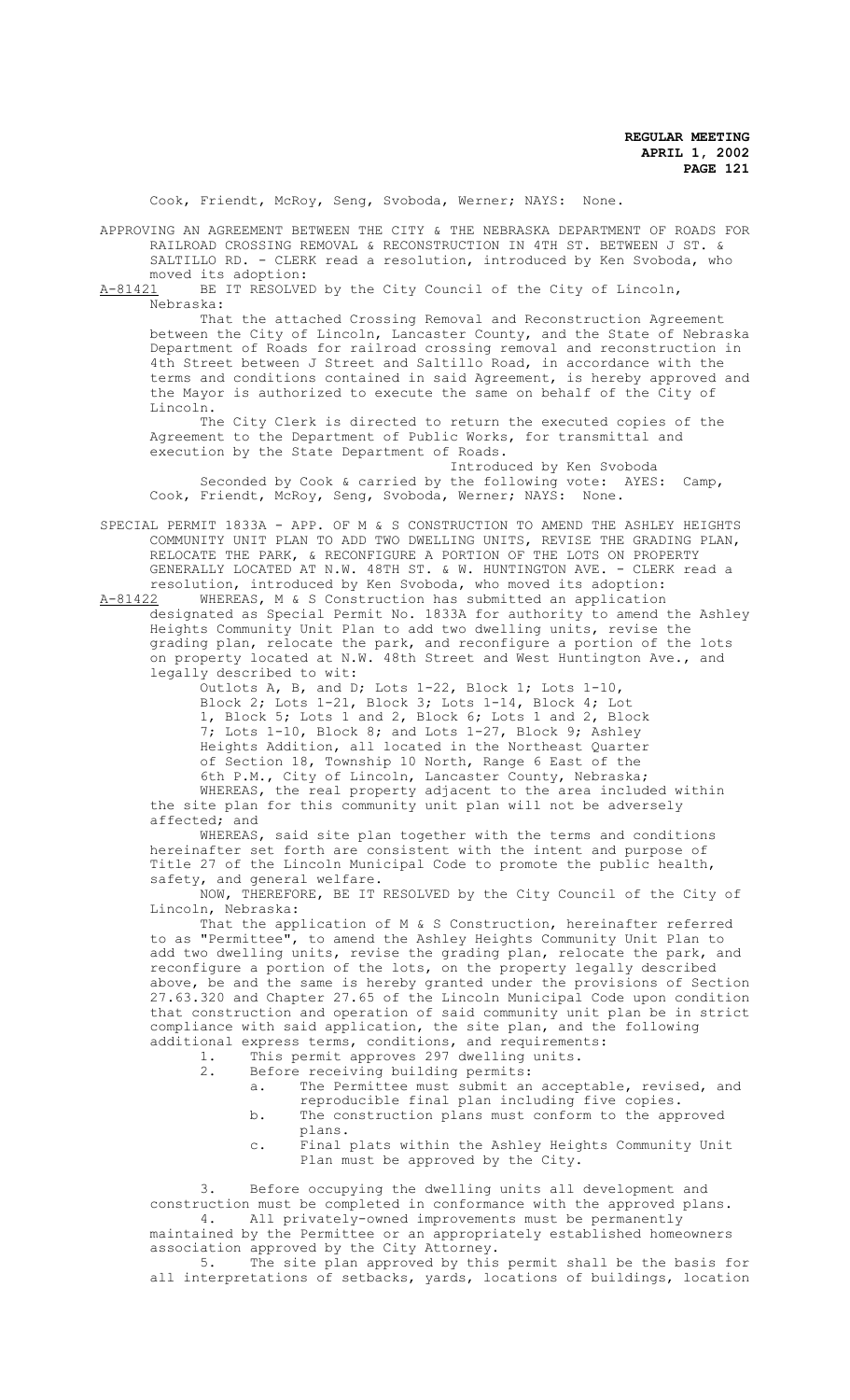Cook, Friendt, McRoy, Seng, Svoboda, Werner; NAYS: None.

APPROVING AN AGREEMENT BETWEEN THE CITY & THE NEBRASKA DEPARTMENT OF ROADS FOR RAILROAD CROSSING REMOVAL & RECONSTRUCTION IN 4TH ST. BETWEEN J ST. & SALTILLO RD. - CLERK read a resolution, introduced by Ken Svoboda, who moved its adoption:

A-81421 BE IT RESOLVED by the City Council of the City of Lincoln, Nebraska:

That the attached Crossing Removal and Reconstruction Agreement between the City of Lincoln, Lancaster County, and the State of Nebraska Department of Roads for railroad crossing removal and reconstruction in 4th Street between J Street and Saltillo Road, in accordance with the terms and conditions contained in said Agreement, is hereby approved and the Mayor is authorized to execute the same on behalf of the City of Lincoln.

The City Clerk is directed to return the executed copies of the Agreement to the Department of Public Works, for transmittal and execution by the State Department of Roads.

Introduced by Ken Svoboda

Seconded by Cook & carried by the following vote: AYES: Camp, Cook, Friendt, McRoy, Seng, Svoboda, Werner; NAYS: None.

SPECIAL PERMIT 1833A - APP. OF M & S CONSTRUCTION TO AMEND THE ASHLEY HEIGHTS COMMUNITY UNIT PLAN TO ADD TWO DWELLING UNITS, REVISE THE GRADING PLAN, RELOCATE THE PARK, & RECONFIGURE A PORTION OF THE LOTS ON PROPERTY GENERALLY LOCATED AT N.W. 48TH ST. & W. HUNTINGTON AVE. - CLERK read a resolution, introduced by Ken Svoboda, who moved its adoption:

A-81422 WHEREAS, M & S Construction has submitted an application designated as Special Permit No. 1833A for authority to amend the Ashley Heights Community Unit Plan to add two dwelling units, revise the grading plan, relocate the park, and reconfigure a portion of the lots on property located at N.W. 48th Street and West Huntington Ave., and legally described to wit:

Outlots A, B, and D; Lots 1-22, Block 1; Lots 1-10, Block 2; Lots 1-21, Block 3; Lots 1-14, Block 4; Lot 1, Block 5; Lots 1 and 2, Block 6; Lots 1 and 2, Block 7; Lots 1-10, Block 8; and Lots 1-27, Block 9; Ashley Heights Addition, all located in the Northeast Quarter of Section 18, Township 10 North, Range 6 East of the 6th P.M., City of Lincoln, Lancaster County, Nebraska;

WHEREAS, the real property adjacent to the area included within the site plan for this community unit plan will not be adversely affected; and

WHEREAS, said site plan together with the terms and conditions hereinafter set forth are consistent with the intent and purpose of Title 27 of the Lincoln Municipal Code to promote the public health, safety, and general welfare.

NOW, THEREFORE, BE IT RESOLVED by the City Council of the City of Lincoln, Nebraska:

That the application of M & S Construction, hereinafter referred to as "Permittee", to amend the Ashley Heights Community Unit Plan to add two dwelling units, revise the grading plan, relocate the park, and reconfigure a portion of the lots, on the property legally described above, be and the same is hereby granted under the provisions of Section 27.63.320 and Chapter 27.65 of the Lincoln Municipal Code upon condition that construction and operation of said community unit plan be in strict compliance with said application, the site plan, and the following additional express terms, conditions, and requirements:

1. This permit approves 297 dwelling units.
2. Before receiving building permits:
   a. The Permittee must submit an acceptable, revised, and reproducible final plan including five copies.
   b. The construction plans must conform to the approved plans.
   c. Final plats within the Ashley Heights Community Unit Plan must be approved by the City.
3. Before occupying the dwelling units all development and construction must be completed in conformance with the approved plans.
4. All privately-owned improvements must be permanently maintained by the Permittee or an appropriately established homeowners association approved by the City Attorney.
5. The site plan approved by this permit shall be the basis for all interpretations of setbacks, yards, locations of buildings, location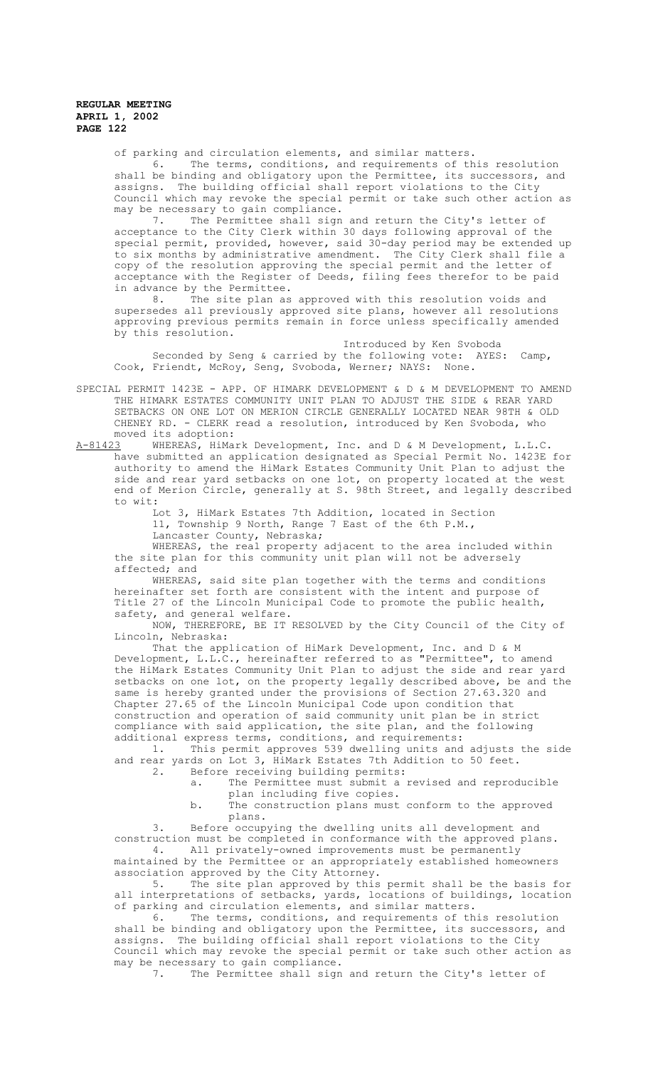of parking and circulation elements, and similar matters.

6. The terms, conditions, and requirements of this resolution shall be binding and obligatory upon the Permittee, its successors, and assigns. The building official shall report violations to the City Council which may revoke the special permit or take such other action as may be necessary to gain compliance.

7. The Permittee shall sign and return the City's letter of acceptance to the City Clerk within 30 days following approval of the special permit, provided, however, said 30-day period may be extended up to six months by administrative amendment. The City Clerk shall file a copy of the resolution approving the special permit and the letter of acceptance with the Register of Deeds, filing fees therefor to be paid in advance by the Permittee.

8. The site plan as approved with this resolution voids and supersedes all previously approved site plans, however all resolutions approving previous permits remain in force unless specifically amended by this resolution.

Introduced by Ken Svoboda

Seconded by Seng & carried by the following vote: AYES: Camp, Cook, Friendt, McRoy, Seng, Svoboda, Werner; NAYS: None.

SPECIAL PERMIT 1423E - APP. OF HIMARK DEVELOPMENT & D & M DEVELOPMENT TO AMEND THE HIMARK ESTATES COMMUNITY UNIT PLAN TO ADJUST THE SIDE & REAR YARD SETBACKS ON ONE LOT ON MERION CIRCLE GENERALLY LOCATED NEAR 98TH & OLD CHENEY RD. - CLERK read a resolution, introduced by Ken Svoboda, who moved its adoption:

A-81423 WHEREAS, HiMark Development, Inc. and D & M Development, L.L.C. have submitted an application designated as Special Permit No. 1423E for authority to amend the HiMark Estates Community Unit Plan to adjust the side and rear yard setbacks on one lot, on property located at the west end of Merion Circle, generally at S. 98th Street, and legally described to wit:

Lot 3, HiMark Estates 7th Addition, located in Section 11, Township 9 North, Range 7 East of the 6th P.M., Lancaster County, Nebraska;

WHEREAS, the real property adjacent to the area included within the site plan for this community unit plan will not be adversely affected; and

WHEREAS, said site plan together with the terms and conditions hereinafter set forth are consistent with the intent and purpose of Title 27 of the Lincoln Municipal Code to promote the public health, safety, and general welfare.

NOW, THEREFORE, BE IT RESOLVED by the City Council of the City of Lincoln, Nebraska:

That the application of HiMark Development, Inc. and D & M Development, L.L.C., hereinafter referred to as "Permittee", to amend the HiMark Estates Community Unit Plan to adjust the side and rear yard setbacks on one lot, on the property legally described above, be and the same is hereby granted under the provisions of Section 27.63.320 and Chapter 27.65 of the Lincoln Municipal Code upon condition that construction and operation of said community unit plan be in strict compliance with said application, the site plan, and the following additional express terms, conditions, and requirements:

1. This permit approves 539 dwelling units and adjusts the side and rear yards on Lot 3, HiMark Estates 7th Addition to 50 feet.

2. Before receiving building permits:
   a. The Permittee must submit a revised and reproducible plan including five copies.
   b. The construction plans must conform to the approved plans.

3. Before occupying the dwelling units all development and construction must be completed in conformance with the approved plans.

4. All privately-owned improvements must be permanently maintained by the Permittee or an appropriately established homeowners association approved by the City Attorney.

5. The site plan approved by this permit shall be the basis for all interpretations of setbacks, yards, locations of buildings, location of parking and circulation elements, and similar matters.

6. The terms, conditions, and requirements of this resolution shall be binding and obligatory upon the Permittee, its successors, and assigns. The building official shall report violations to the City Council which may revoke the special permit or take such other action as may be necessary to gain compliance.

7. The Permittee shall sign and return the City's letter of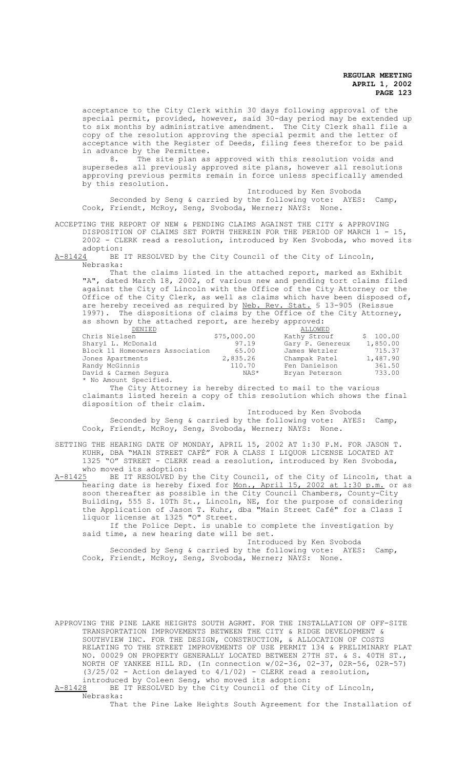acceptance to the City Clerk within 30 days following approval of the special permit, provided, however, said 30-day period may be extended up to six months by administrative amendment. The City Clerk shall file a copy of the resolution approving the special permit and the letter of acceptance with the Register of Deeds, filing fees therefor to be paid in advance by the Permittee.

8. The site plan as approved with this resolution voids and supersedes all previously approved site plans, however all resolutions approving previous permits remain in force unless specifically amended by this resolution.

Introduced by Ken Svoboda

Seconded by Seng & carried by the following vote: AYES: Camp, Cook, Friendt, McRoy, Seng, Svoboda, Werner; NAYS: None.

ACCEPTING THE REPORT OF NEW & PENDING CLAIMS AGAINST THE CITY & APPROVING DISPOSITION OF CLAIMS SET FORTH THEREIN FOR THE PERIOD OF MARCH 1 - 15, 2002 - CLERK read a resolution, introduced by Ken Svoboda, who moved its adoption:

A-81424 BE IT RESOLVED by the City Council of the City of Lincoln, Nebraska:

That the claims listed in the attached report, marked as Exhibit "A", dated March 18, 2002, of various new and pending tort claims filed against the City of Lincoln with the Office of the City Attorney or the Office of the City Clerk, as well as claims which have been disposed of, are hereby received as required by Neb. Rev. Stat. § 13-905 (Reissue 1997). The dispositions of claims by the Office of the City Attorney, as shown by the attached report, are hereby approved:

| DENIED | | ALLOWED | |
|---|---|---|---|
| Chris Nielsen | $75,000.00 | Kathy Strouf | $ 100.00 |
| Sharyl L. McDonald | 97.19 | Gary P. Genereux | 1,850.00 |
| Block 11 Homeowners Association | 65.00 | James Wetzler | 715.37 |
| Jones Apartments | 2,835.26 | Champak Patel | 1,487.90 |
| Randy McGinnis | 110.70 | Fen Danielson | 361.50 |
| David & Carmen Segura | NAS* | Bryan Peterson | 733.00 |

* No Amount Specified.

The City Attorney is hereby directed to mail to the various claimants listed herein a copy of this resolution which shows the final disposition of their claim.

Introduced by Ken Svoboda

Seconded by Seng & carried by the following vote: AYES: Camp, Cook, Friendt, McRoy, Seng, Svoboda, Werner; NAYS: None.

SETTING THE HEARING DATE OF MONDAY, APRIL 15, 2002 AT 1:30 P.M. FOR JASON T. KUHR, DBA "MAIN STREET CAFÉ" FOR A CLASS I LIQUOR LICENSE LOCATED AT 1325 "O" STREET - CLERK read a resolution, introduced by Ken Svoboda, who moved its adoption:

A-81425 BE IT RESOLVED by the City Council, of the City of Lincoln, that a hearing date is hereby fixed for Mon., April 15, 2002 at 1:30 p.m. or as soon thereafter as possible in the City Council Chambers, County-City Building, 555 S. 10Th St., Lincoln, NE, for the purpose of considering the Application of Jason T. Kuhr, dba "Main Street Café" for a Class I liquor license at 1325 "O" Street.

If the Police Dept. is unable to complete the investigation by said time, a new hearing date will be set.

Introduced by Ken Svoboda

Seconded by Seng & carried by the following vote: AYES: Camp, Cook, Friendt, McRoy, Seng, Svoboda, Werner; NAYS: None.

APPROVING THE PINE LAKE HEIGHTS SOUTH AGRMT. FOR THE INSTALLATION OF OFF-SITE TRANSPORTATION IMPROVEMENTS BETWEEN THE CITY & RIDGE DEVELOPMENT & SOUTHVIEW INC. FOR THE DESIGN, CONSTRUCTION, & ALLOCATION OF COSTS RELATING TO THE STREET IMPROVEMENTS OF USE PERMIT 134 & PRELIMINARY PLAT NO. 00029 ON PROPERTY GENERALLY LOCATED BETWEEN 27TH ST. & S. 40TH ST., NORTH OF YANKEE HILL RD. (In connection w/02-36, 02-37, 02R-56, 02R-57) (3/25/02 - Action delayed to 4/1/02) - CLERK read a resolution, introduced by Coleen Seng, who moved its adoption:

A-81428 BE IT RESOLVED by the City Council of the City of Lincoln, Nebraska:

That the Pine Lake Heights South Agreement for the Installation of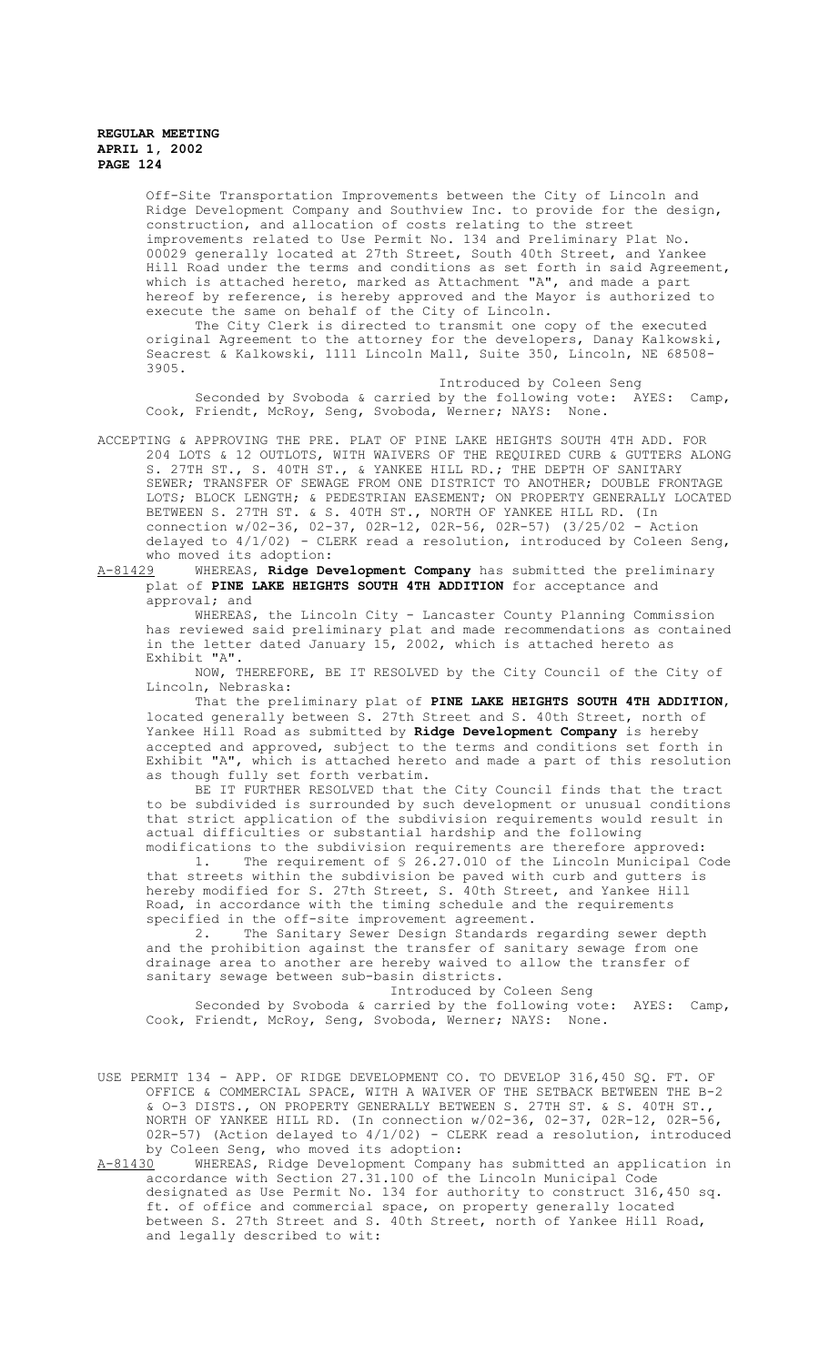Off-Site Transportation Improvements between the City of Lincoln and Ridge Development Company and Southview Inc. to provide for the design, construction, and allocation of costs relating to the street improvements related to Use Permit No. 134 and Preliminary Plat No. 00029 generally located at 27th Street, South 40th Street, and Yankee Hill Road under the terms and conditions as set forth in said Agreement, which is attached hereto, marked as Attachment "A", and made a part hereof by reference, is hereby approved and the Mayor is authorized to execute the same on behalf of the City of Lincoln.

The City Clerk is directed to transmit one copy of the executed original Agreement to the attorney for the developers, Danay Kalkowski, Seacrest & Kalkowski, 1111 Lincoln Mall, Suite 350, Lincoln, NE 68508-3905.

Introduced by Coleen Seng

Seconded by Svoboda & carried by the following vote: AYES: Camp, Cook, Friendt, McRoy, Seng, Svoboda, Werner; NAYS: None.

ACCEPTING & APPROVING THE PRE. PLAT OF PINE LAKE HEIGHTS SOUTH 4TH ADD. FOR 204 LOTS & 12 OUTLOTS, WITH WAIVERS OF THE REQUIRED CURB & GUTTERS ALONG S. 27TH ST., S. 40TH ST., & YANKEE HILL RD.; THE DEPTH OF SANITARY SEWER; TRANSFER OF SEWAGE FROM ONE DISTRICT TO ANOTHER; DOUBLE FRONTAGE LOTS; BLOCK LENGTH; & PEDESTRIAN EASEMENT; ON PROPERTY GENERALLY LOCATED BETWEEN S. 27TH ST. & S. 40TH ST., NORTH OF YANKEE HILL RD. (In connection w/02-36, 02-37, 02R-12, 02R-56, 02R-57) (3/25/02 - Action delayed to 4/1/02) - CLERK read a resolution, introduced by Coleen Seng, who moved its adoption:

A-81429 WHEREAS, **Ridge Development Company** has submitted the preliminary plat of **PINE LAKE HEIGHTS SOUTH 4TH ADDITION** for acceptance and approval; and

WHEREAS, the Lincoln City - Lancaster County Planning Commission has reviewed said preliminary plat and made recommendations as contained in the letter dated January 15, 2002, which is attached hereto as Exhibit "A".

NOW, THEREFORE, BE IT RESOLVED by the City Council of the City of Lincoln, Nebraska:

That the preliminary plat of **PINE LAKE HEIGHTS SOUTH 4TH ADDITION**, located generally between S. 27th Street and S. 40th Street, north of Yankee Hill Road as submitted by **Ridge Development Company** is hereby accepted and approved, subject to the terms and conditions set forth in Exhibit "A", which is attached hereto and made a part of this resolution as though fully set forth verbatim.

BE IT FURTHER RESOLVED that the City Council finds that the tract to be subdivided is surrounded by such development or unusual conditions that strict application of the subdivision requirements would result in actual difficulties or substantial hardship and the following modifications to the subdivision requirements are therefore approved:

1. The requirement of § 26.27.010 of the Lincoln Municipal Code that streets within the subdivision be paved with curb and gutters is hereby modified for S. 27th Street, S. 40th Street, and Yankee Hill Road, in accordance with the timing schedule and the requirements specified in the off-site improvement agreement.

2. The Sanitary Sewer Design Standards regarding sewer depth and the prohibition against the transfer of sanitary sewage from one drainage area to another are hereby waived to allow the transfer of sanitary sewage between sub-basin districts.

Introduced by Coleen Seng

Seconded by Svoboda & carried by the following vote: AYES: Camp, Cook, Friendt, McRoy, Seng, Svoboda, Werner; NAYS: None.

USE PERMIT 134 - APP. OF RIDGE DEVELOPMENT CO. TO DEVELOP 316,450 SQ. FT. OF OFFICE & COMMERCIAL SPACE, WITH A WAIVER OF THE SETBACK BETWEEN THE B-2 & O-3 DISTS., ON PROPERTY GENERALLY BETWEEN S. 27TH ST. & S. 40TH ST., NORTH OF YANKEE HILL RD. (In connection w/02-36, 02-37, 02R-12, 02R-56, 02R-57) (Action delayed to 4/1/02) - CLERK read a resolution, introduced by Coleen Seng, who moved its adoption:

A-81430 WHEREAS, Ridge Development Company has submitted an application in accordance with Section 27.31.100 of the Lincoln Municipal Code designated as Use Permit No. 134 for authority to construct 316,450 sq. ft. of office and commercial space, on property generally located between S. 27th Street and S. 40th Street, north of Yankee Hill Road, and legally described to wit: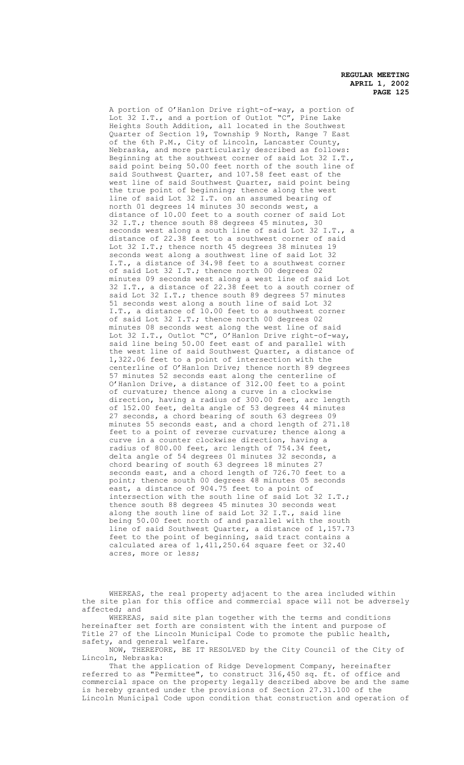A portion of O'Hanlon Drive right-of-way, a portion of Lot 32 I.T., and a portion of Outlot "C", Pine Lake Heights South Addition, all located in the Southwest Quarter of Section 19, Township 9 North, Range 7 East of the 6th P.M., City of Lincoln, Lancaster County, Nebraska, and more particularly described as follows: Beginning at the southwest corner of said Lot 32 I.T., said point being 50.00 feet north of the south line of said Southwest Quarter, and 107.58 feet east of the west line of said Southwest Quarter, said point being the true point of beginning; thence along the west line of said Lot 32 I.T. on an assumed bearing of north 01 degrees 14 minutes 30 seconds west, a distance of 10.00 feet to a south corner of said Lot 32 I.T.; thence south 88 degrees 45 minutes, 30 seconds west along a south line of said Lot 32 I.T., a distance of 22.38 feet to a southwest corner of said Lot 32 I.T.; thence north 45 degrees 38 minutes 19 seconds west along a southwest line of said Lot 32 I.T., a distance of 34.98 feet to a southwest corner of said Lot 32 I.T.; thence north 00 degrees 02 minutes 09 seconds west along a west line of said Lot 32 I.T., a distance of 22.38 feet to a south corner of said Lot 32 I.T.; thence south 89 degrees 57 minutes 51 seconds west along a south line of said Lot 32 I.T., a distance of 10.00 feet to a southwest corner of said Lot 32 I.T.; thence north 00 degrees 02 minutes 08 seconds west along the west line of said Lot 32 I.T., Outlot "C", O'Hanlon Drive right-of-way, said line being 50.00 feet east of and parallel with the west line of said Southwest Quarter, a distance of 1,322.06 feet to a point of intersection with the centerline of O'Hanlon Drive; thence north 89 degrees 57 minutes 52 seconds east along the centerline of O'Hanlon Drive, a distance of 312.00 feet to a point of curvature; thence along a curve in a clockwise direction, having a radius of 300.00 feet, arc length of 152.00 feet, delta angle of 53 degrees 44 minutes 27 seconds, a chord bearing of south 63 degrees 09 minutes 55 seconds east, and a chord length of 271.18 feet to a point of reverse curvature; thence along a curve in a counter clockwise direction, having a radius of 800.00 feet, arc length of 754.34 feet, delta angle of 54 degrees 01 minutes 32 seconds, a chord bearing of south 63 degrees 18 minutes 27 seconds east, and a chord length of 726.70 feet to a point; thence south 00 degrees 48 minutes 05 seconds east, a distance of 904.75 feet to a point of intersection with the south line of said Lot 32 I.T.; thence south 88 degrees 45 minutes 30 seconds west along the south line of said Lot 32 I.T., said line being 50.00 feet north of and parallel with the south line of said Southwest Quarter, a distance of 1,157.73 feet to the point of beginning, said tract contains a calculated area of 1,411,250.64 square feet or 32.40 acres, more or less;

WHEREAS, the real property adjacent to the area included within the site plan for this office and commercial space will not be adversely affected; and

WHEREAS, said site plan together with the terms and conditions hereinafter set forth are consistent with the intent and purpose of Title 27 of the Lincoln Municipal Code to promote the public health, safety, and general welfare.

NOW, THEREFORE, BE IT RESOLVED by the City Council of the City of Lincoln, Nebraska:

That the application of Ridge Development Company, hereinafter referred to as "Permittee", to construct 316,450 sq. ft. of office and commercial space on the property legally described above be and the same is hereby granted under the provisions of Section 27.31.100 of the Lincoln Municipal Code upon condition that construction and operation of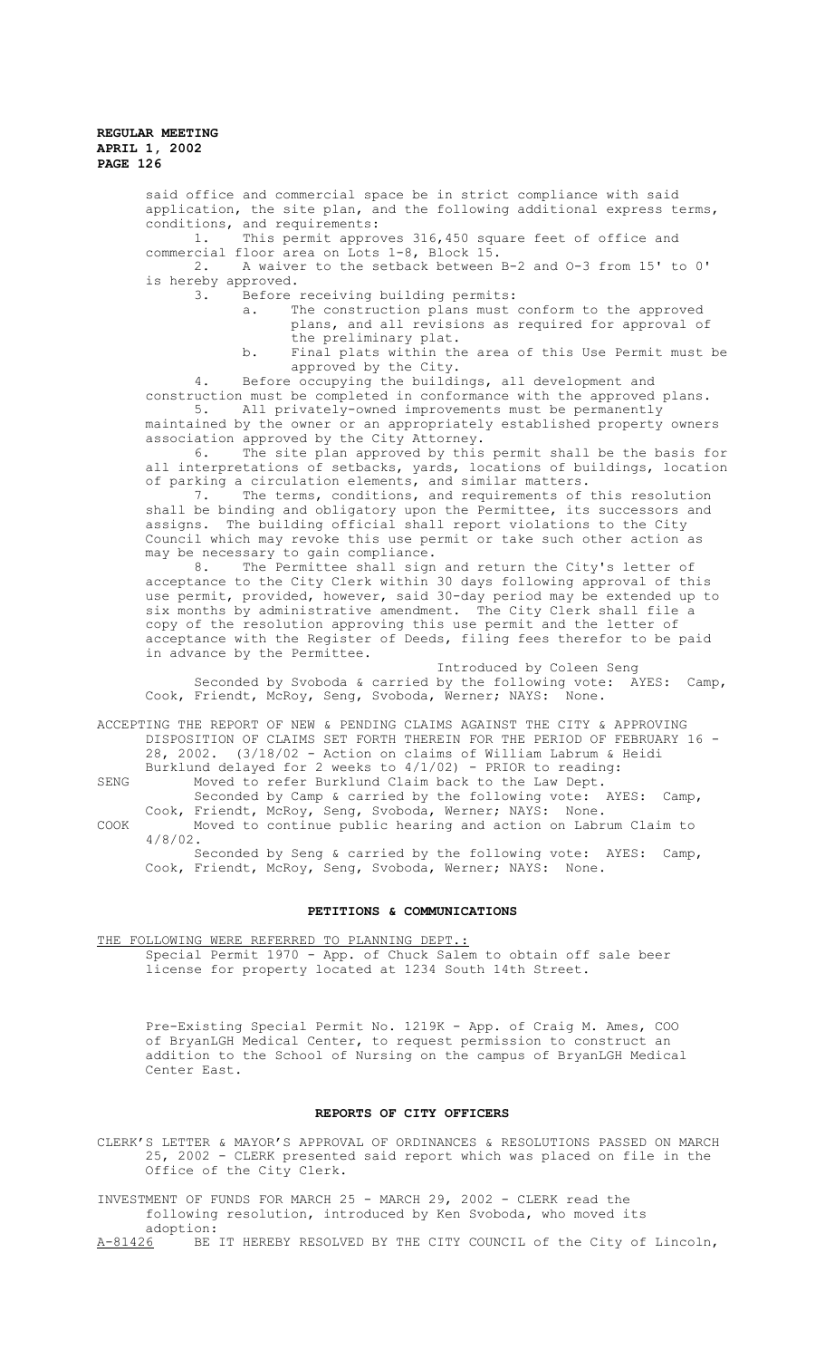said office and commercial space be in strict compliance with said application, the site plan, and the following additional express terms, conditions, and requirements:

1. This permit approves 316,450 square feet of office and commercial floor area on Lots 1-8, Block 15.

2. A waiver to the setback between B-2 and O-3 from 15' to 0' is hereby approved.

3. Before receiving building permits:

   a. The construction plans must conform to the approved plans, and all revisions as required for approval of the preliminary plat.

   b. Final plats within the area of this Use Permit must be approved by the City.

4. Before occupying the buildings, all development and construction must be completed in conformance with the approved plans.

5. All privately-owned improvements must be permanently maintained by the owner or an appropriately established property owners association approved by the City Attorney.

6. The site plan approved by this permit shall be the basis for all interpretations of setbacks, yards, locations of buildings, location of parking a circulation elements, and similar matters.

7. The terms, conditions, and requirements of this resolution shall be binding and obligatory upon the Permittee, its successors and assigns. The building official shall report violations to the City Council which may revoke this use permit or take such other action as may be necessary to gain compliance.

8. The Permittee shall sign and return the City's letter of acceptance to the City Clerk within 30 days following approval of this use permit, provided, however, said 30-day period may be extended up to six months by administrative amendment. The City Clerk shall file a copy of the resolution approving this use permit and the letter of acceptance with the Register of Deeds, filing fees therefor to be paid in advance by the Permittee.

Introduced by Coleen Seng

Seconded by Svoboda & carried by the following vote: AYES: Camp, Cook, Friendt, McRoy, Seng, Svoboda, Werner; NAYS: None.

ACCEPTING THE REPORT OF NEW & PENDING CLAIMS AGAINST THE CITY & APPROVING DISPOSITION OF CLAIMS SET FORTH THEREIN FOR THE PERIOD OF FEBRUARY 16 - 28, 2002. (3/18/02 - Action on claims of William Labrum & Heidi Burklund delayed for 2 weeks to 4/1/02) - PRIOR to reading:

SENG Moved to refer Burklund Claim back to the Law Dept.

Seconded by Camp & carried by the following vote: AYES: Camp, Cook, Friendt, McRoy, Seng, Svoboda, Werner; NAYS: None.

COOK Moved to continue public hearing and action on Labrum Claim to 4/8/02.

Seconded by Seng & carried by the following vote: AYES: Camp, Cook, Friendt, McRoy, Seng, Svoboda, Werner; NAYS: None.

## PETITIONS & COMMUNICATIONS

THE FOLLOWING WERE REFERRED TO PLANNING DEPT.:

Special Permit 1970 - App. of Chuck Salem to obtain off sale beer license for property located at 1234 South 14th Street.

Pre-Existing Special Permit No. 1219K - App. of Craig M. Ames, COO of BryanLGH Medical Center, to request permission to construct an addition to the School of Nursing on the campus of BryanLGH Medical Center East.

## REPORTS OF CITY OFFICERS

CLERK'S LETTER & MAYOR'S APPROVAL OF ORDINANCES & RESOLUTIONS PASSED ON MARCH 25, 2002 - CLERK presented said report which was placed on file in the Office of the City Clerk.

INVESTMENT OF FUNDS FOR MARCH 25 - MARCH 29, 2002 - CLERK read the following resolution, introduced by Ken Svoboda, who moved its adoption:

A-81426 BE IT HEREBY RESOLVED BY THE CITY COUNCIL of the City of Lincoln,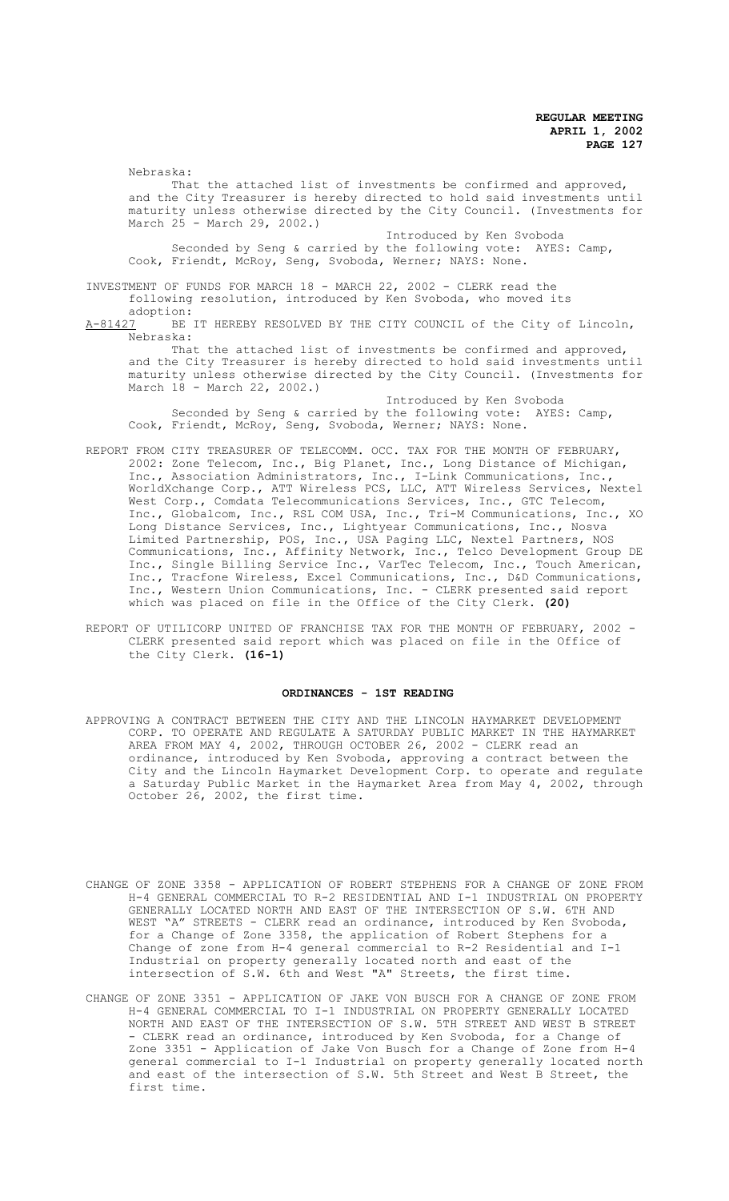Nebraska:

That the attached list of investments be confirmed and approved, and the City Treasurer is hereby directed to hold said investments until maturity unless otherwise directed by the City Council. (Investments for March 25 - March 29, 2002.)

Introduced by Ken Svoboda

Seconded by Seng & carried by the following vote: AYES: Camp, Cook, Friendt, McRoy, Seng, Svoboda, Werner; NAYS: None.

INVESTMENT OF FUNDS FOR MARCH 18 - MARCH 22, 2002 - CLERK read the following resolution, introduced by Ken Svoboda, who moved its adoption:

A-81427 BE IT HEREBY RESOLVED BY THE CITY COUNCIL of the City of Lincoln, Nebraska:

That the attached list of investments be confirmed and approved, and the City Treasurer is hereby directed to hold said investments until maturity unless otherwise directed by the City Council. (Investments for March 18 - March 22, 2002.)

Introduced by Ken Svoboda

Seconded by Seng & carried by the following vote: AYES: Camp, Cook, Friendt, McRoy, Seng, Svoboda, Werner; NAYS: None.

REPORT FROM CITY TREASURER OF TELECOMM. OCC. TAX FOR THE MONTH OF FEBRUARY, 2002: Zone Telecom, Inc., Big Planet, Inc., Long Distance of Michigan, Inc., Association Administrators, Inc., I-Link Communications, Inc., WorldXchange Corp., ATT Wireless PCS, LLC, ATT Wireless Services, Nextel West Corp., Comdata Telecommunications Services, Inc., GTC Telecom, Inc., Globalcom, Inc., RSL COM USA, Inc., Tri-M Communications, Inc., XO Long Distance Services, Inc., Lightyear Communications, Inc., Nosva Limited Partnership, POS, Inc., USA Paging LLC, Nextel Partners, NOS Communications, Inc., Affinity Network, Inc., Telco Development Group DE Inc., Single Billing Service Inc., VarTec Telecom, Inc., Touch American, Inc., Tracfone Wireless, Excel Communications, Inc., D&D Communications, Inc., Western Union Communications, Inc. - CLERK presented said report which was placed on file in the Office of the City Clerk. **(20)**

REPORT OF UTILICORP UNITED OF FRANCHISE TAX FOR THE MONTH OF FEBRUARY, 2002 - CLERK presented said report which was placed on file in the Office of the City Clerk. **(16-1)**

## ORDINANCES - 1ST READING

APPROVING A CONTRACT BETWEEN THE CITY AND THE LINCOLN HAYMARKET DEVELOPMENT CORP. TO OPERATE AND REGULATE A SATURDAY PUBLIC MARKET IN THE HAYMARKET AREA FROM MAY 4, 2002, THROUGH OCTOBER 26, 2002 - CLERK read an ordinance, introduced by Ken Svoboda, approving a contract between the City and the Lincoln Haymarket Development Corp. to operate and regulate a Saturday Public Market in the Haymarket Area from May 4, 2002, through October 26, 2002, the first time.

CHANGE OF ZONE 3358 - APPLICATION OF ROBERT STEPHENS FOR A CHANGE OF ZONE FROM H-4 GENERAL COMMERCIAL TO R-2 RESIDENTIAL AND I-1 INDUSTRIAL ON PROPERTY GENERALLY LOCATED NORTH AND EAST OF THE INTERSECTION OF S.W. 6TH AND WEST "A" STREETS - CLERK read an ordinance, introduced by Ken Svoboda, for a Change of Zone 3358, the application of Robert Stephens for a Change of zone from H-4 general commercial to R-2 Residential and I-1 Industrial on property generally located north and east of the intersection of S.W. 6th and West "A" Streets, the first time.

CHANGE OF ZONE 3351 - APPLICATION OF JAKE VON BUSCH FOR A CHANGE OF ZONE FROM H-4 GENERAL COMMERCIAL TO I-1 INDUSTRIAL ON PROPERTY GENERALLY LOCATED NORTH AND EAST OF THE INTERSECTION OF S.W. 5TH STREET AND WEST B STREET - CLERK read an ordinance, introduced by Ken Svoboda, for a Change of Zone 3351 - Application of Jake Von Busch for a Change of Zone from H-4 general commercial to I-1 Industrial on property generally located north and east of the intersection of S.W. 5th Street and West B Street, the first time.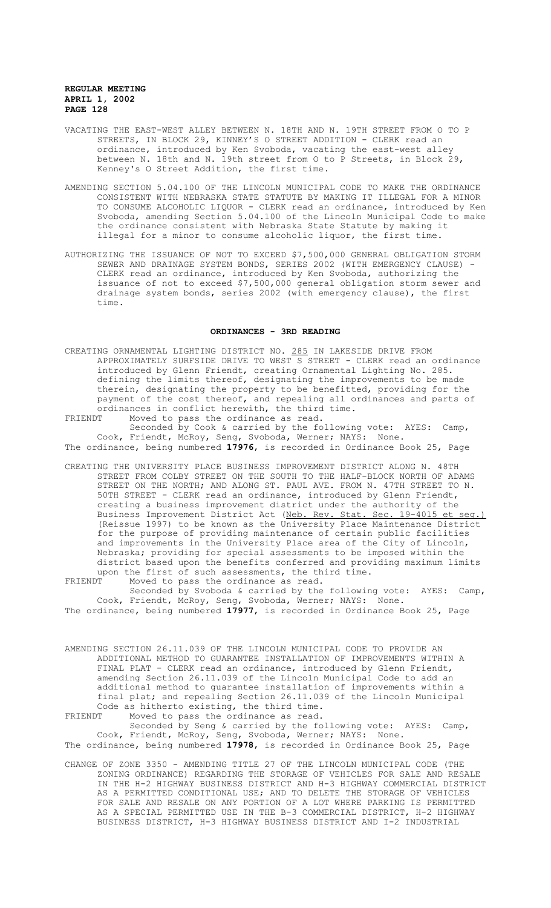VACATING THE EAST-WEST ALLEY BETWEEN N. 18TH AND N. 19TH STREET FROM O TO P STREETS, IN BLOCK 29, KINNEY'S O STREET ADDITION - CLERK read an ordinance, introduced by Ken Svoboda, vacating the east-west alley between N. 18th and N. 19th street from O to P Streets, in Block 29, Kenney's O Street Addition, the first time.

AMENDING SECTION 5.04.100 OF THE LINCOLN MUNICIPAL CODE TO MAKE THE ORDINANCE CONSISTENT WITH NEBRASKA STATE STATUTE BY MAKING IT ILLEGAL FOR A MINOR TO CONSUME ALCOHOLIC LIQUOR - CLERK read an ordinance, introduced by Ken Svoboda, amending Section 5.04.100 of the Lincoln Municipal Code to make the ordinance consistent with Nebraska State Statute by making it illegal for a minor to consume alcoholic liquor, the first time.

AUTHORIZING THE ISSUANCE OF NOT TO EXCEED $7,500,000 GENERAL OBLIGATION STORM SEWER AND DRAINAGE SYSTEM BONDS, SERIES 2002 (WITH EMERGENCY CLAUSE) - CLERK read an ordinance, introduced by Ken Svoboda, authorizing the issuance of not to exceed $7,500,000 general obligation storm sewer and drainage system bonds, series 2002 (with emergency clause), the first time.

## ORDINANCES - 3RD READING

CREATING ORNAMENTAL LIGHTING DISTRICT NO. 285 IN LAKESIDE DRIVE FROM APPROXIMATELY SURFSIDE DRIVE TO WEST S STREET - CLERK read an ordinance introduced by Glenn Friendt, creating Ornamental Lighting No. 285. defining the limits thereof, designating the improvements to be made therein, designating the property to be benefitted, providing for the payment of the cost thereof, and repealing all ordinances and parts of ordinances in conflict herewith, the third time.

FRIENDT Moved to pass the ordinance as read.

Seconded by Cook & carried by the following vote: AYES: Camp, Cook, Friendt, McRoy, Seng, Svoboda, Werner; NAYS: None.

The ordinance, being numbered **17976**, is recorded in Ordinance Book 25, Page

CREATING THE UNIVERSITY PLACE BUSINESS IMPROVEMENT DISTRICT ALONG N. 48TH STREET FROM COLBY STREET ON THE SOUTH TO THE HALF-BLOCK NORTH OF ADAMS STREET ON THE NORTH; AND ALONG ST. PAUL AVE. FROM N. 47TH STREET TO N. 50TH STREET - CLERK read an ordinance, introduced by Glenn Friendt, creating a business improvement district under the authority of the Business Improvement District Act (Neb. Rev. Stat. Sec. 19-4015 et seq.) (Reissue 1997) to be known as the University Place Maintenance District for the purpose of providing maintenance of certain public facilities and improvements in the University Place area of the City of Lincoln, Nebraska; providing for special assessments to be imposed within the district based upon the benefits conferred and providing maximum limits upon the first of such assessments, the third time.

FRIENDT Moved to pass the ordinance as read.

Seconded by Svoboda & carried by the following vote: AYES: Camp, Cook, Friendt, McRoy, Seng, Svoboda, Werner; NAYS: None.

The ordinance, being numbered **17977**, is recorded in Ordinance Book 25, Page

AMENDING SECTION 26.11.039 OF THE LINCOLN MUNICIPAL CODE TO PROVIDE AN ADDITIONAL METHOD TO GUARANTEE INSTALLATION OF IMPROVEMENTS WITHIN A FINAL PLAT - CLERK read an ordinance, introduced by Glenn Friendt, amending Section 26.11.039 of the Lincoln Municipal Code to add an additional method to guarantee installation of improvements within a final plat; and repealing Section 26.11.039 of the Lincoln Municipal Code as hitherto existing, the third time.

FRIENDT Moved to pass the ordinance as read.

Seconded by Seng & carried by the following vote: AYES: Camp, Cook, Friendt, McRoy, Seng, Svoboda, Werner; NAYS: None.

The ordinance, being numbered **17978**, is recorded in Ordinance Book 25, Page

CHANGE OF ZONE 3350 - AMENDING TITLE 27 OF THE LINCOLN MUNICIPAL CODE (THE ZONING ORDINANCE) REGARDING THE STORAGE OF VEHICLES FOR SALE AND RESALE IN THE H-2 HIGHWAY BUSINESS DISTRICT AND H-3 HIGHWAY COMMERCIAL DISTRICT AS A PERMITTED CONDITIONAL USE; AND TO DELETE THE STORAGE OF VEHICLES FOR SALE AND RESALE ON ANY PORTION OF A LOT WHERE PARKING IS PERMITTED AS A SPECIAL PERMITTED USE IN THE B-3 COMMERCIAL DISTRICT, H-2 HIGHWAY BUSINESS DISTRICT, H-3 HIGHWAY BUSINESS DISTRICT AND I-2 INDUSTRIAL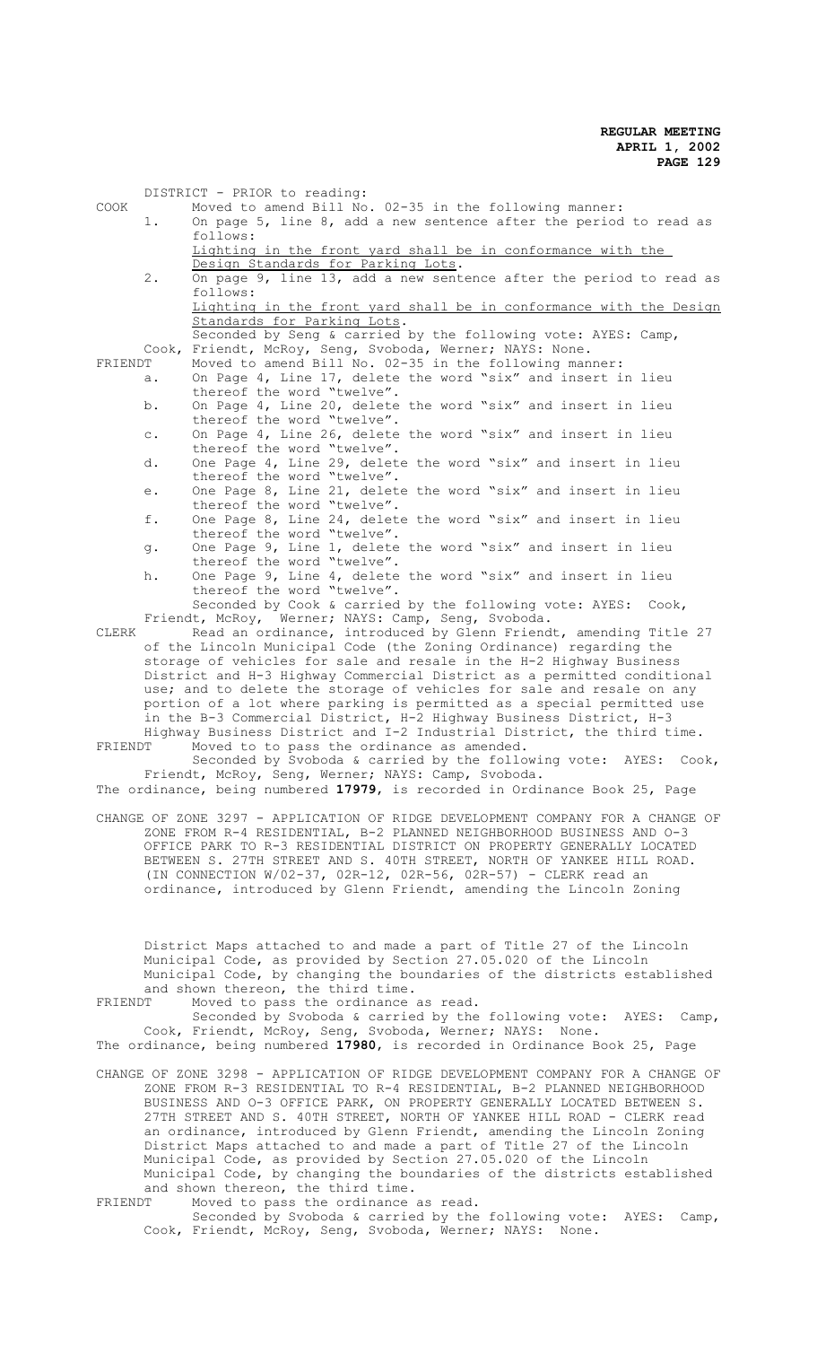DISTRICT - PRIOR to reading:

COOK Moved to amend Bill No. 02-35 in the following manner:

1. On page 5, line 8, add a new sentence after the period to read as follows:
   Lighting in the front yard shall be in conformance with the Design Standards for Parking Lots.
2. On page 9, line 13, add a new sentence after the period to read as follows:
   Lighting in the front yard shall be in conformance with the Design Standards for Parking Lots.

Seconded by Seng & carried by the following vote: AYES: Camp, Cook, Friendt, McRoy, Seng, Svoboda, Werner; NAYS: None.

FRIENDT Moved to amend Bill No. 02-35 in the following manner:

a. On Page 4, Line 17, delete the word "six" and insert in lieu thereof the word "twelve".
b. On Page 4, Line 20, delete the word "six" and insert in lieu thereof the word "twelve".
c. On Page 4, Line 26, delete the word "six" and insert in lieu thereof the word "twelve".
d. One Page 4, Line 29, delete the word "six" and insert in lieu thereof the word "twelve".
e. One Page 8, Line 21, delete the word "six" and insert in lieu thereof the word "twelve".
f. One Page 8, Line 24, delete the word "six" and insert in lieu thereof the word "twelve".
g. One Page 9, Line 1, delete the word "six" and insert in lieu thereof the word "twelve".
h. One Page 9, Line 4, delete the word "six" and insert in lieu thereof the word "twelve".

Seconded by Cook & carried by the following vote: AYES: Cook, Friendt, McRoy, Werner; NAYS: Camp, Seng, Svoboda.

CLERK Read an ordinance, introduced by Glenn Friendt, amending Title 27 of the Lincoln Municipal Code (the Zoning Ordinance) regarding the storage of vehicles for sale and resale in the H-2 Highway Business District and H-3 Highway Commercial District as a permitted conditional use; and to delete the storage of vehicles for sale and resale on any portion of a lot where parking is permitted as a special permitted use in the B-3 Commercial District, H-2 Highway Business District, H-3 Highway Business District and I-2 Industrial District, the third time.

FRIENDT Moved to to pass the ordinance as amended.

Seconded by Svoboda & carried by the following vote: AYES: Cook, Friendt, McRoy, Seng, Werner; NAYS: Camp, Svoboda.

The ordinance, being numbered **17979**, is recorded in Ordinance Book 25, Page

CHANGE OF ZONE 3297 - APPLICATION OF RIDGE DEVELOPMENT COMPANY FOR A CHANGE OF ZONE FROM R-4 RESIDENTIAL, B-2 PLANNED NEIGHBORHOOD BUSINESS AND O-3 OFFICE PARK TO R-3 RESIDENTIAL DISTRICT ON PROPERTY GENERALLY LOCATED BETWEEN S. 27TH STREET AND S. 40TH STREET, NORTH OF YANKEE HILL ROAD. (IN CONNECTION W/02-37, 02R-12, 02R-56, 02R-57) - CLERK read an ordinance, introduced by Glenn Friendt, amending the Lincoln Zoning District Maps attached to and made a part of Title 27 of the Lincoln Municipal Code, as provided by Section 27.05.020 of the Lincoln Municipal Code, by changing the boundaries of the districts established and shown thereon, the third time.

FRIENDT Moved to pass the ordinance as read.

Seconded by Svoboda & carried by the following vote: AYES: Camp, Cook, Friendt, McRoy, Seng, Svoboda, Werner; NAYS: None.

The ordinance, being numbered **17980**, is recorded in Ordinance Book 25, Page

CHANGE OF ZONE 3298 - APPLICATION OF RIDGE DEVELOPMENT COMPANY FOR A CHANGE OF ZONE FROM R-3 RESIDENTIAL TO R-4 RESIDENTIAL, B-2 PLANNED NEIGHBORHOOD BUSINESS AND O-3 OFFICE PARK, ON PROPERTY GENERALLY LOCATED BETWEEN S. 27TH STREET AND S. 40TH STREET, NORTH OF YANKEE HILL ROAD - CLERK read an ordinance, introduced by Glenn Friendt, amending the Lincoln Zoning District Maps attached to and made a part of Title 27 of the Lincoln Municipal Code, as provided by Section 27.05.020 of the Lincoln Municipal Code, by changing the boundaries of the districts established and shown thereon, the third time.

FRIENDT Moved to pass the ordinance as read.

Seconded by Svoboda & carried by the following vote: AYES: Camp, Cook, Friendt, McRoy, Seng, Svoboda, Werner; NAYS: None.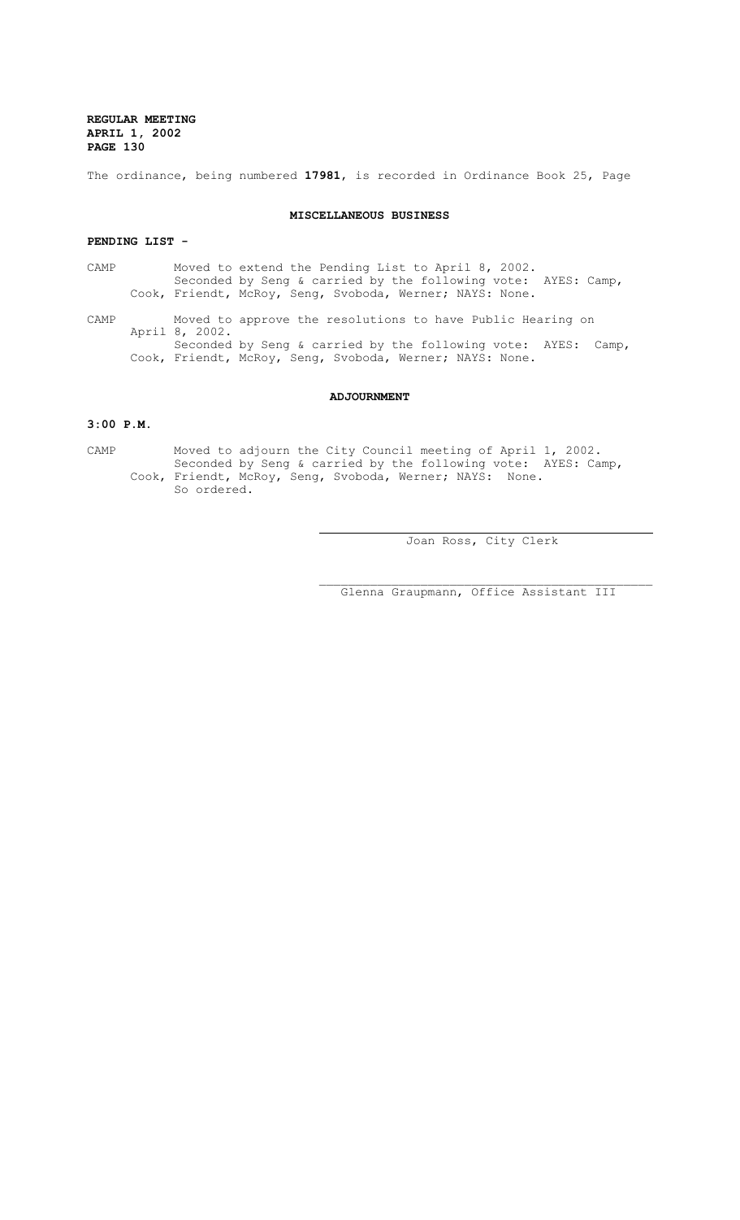The ordinance, being numbered **17981**, is recorded in Ordinance Book 25, Page

## MISCELLANEOUS BUSINESS

**PENDING LIST -**

CAMP Moved to extend the Pending List to April 8, 2002.
Seconded by Seng & carried by the following vote: AYES: Camp, Cook, Friendt, McRoy, Seng, Svoboda, Werner; NAYS: None.

CAMP Moved to approve the resolutions to have Public Hearing on April 8, 2002.
Seconded by Seng & carried by the following vote: AYES: Camp, Cook, Friendt, McRoy, Seng, Svoboda, Werner; NAYS: None.

## ADJOURNMENT

**3:00 P.M.**

CAMP Moved to adjourn the City Council meeting of April 1, 2002.
Seconded by Seng & carried by the following vote: AYES: Camp, Cook, Friendt, McRoy, Seng, Svoboda, Werner; NAYS: None.
So ordered.

Joan Ross, City Clerk

Glenna Graupmann, Office Assistant III